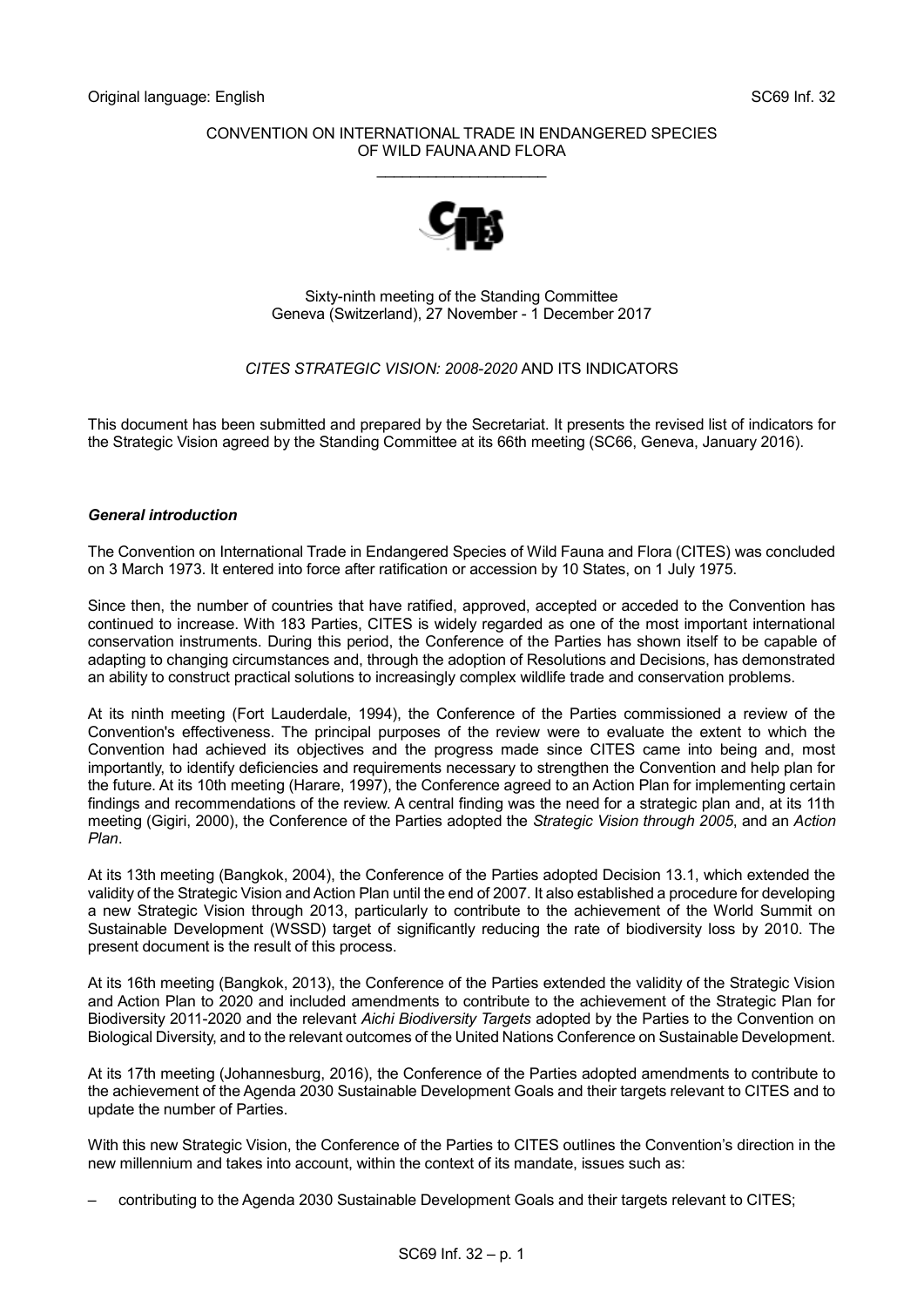Original language: English SC69 Inf. 32

CONVENTION ON INTERNATIONAL TRADE IN ENDANGERED SPECIES OF WILD FAUNA AND FLORA

\_\_\_\_\_\_\_\_\_\_\_\_\_\_\_\_\_\_\_\_

Sixty-ninth meeting of the Standing Committee
Geneva (Switzerland), 27 November - 1 December 2017

*CITES STRATEGIC VISION: 2008-2020* AND ITS INDICATORS

This document has been submitted and prepared by the Secretariat. It presents the revised list of indicators for the Strategic Vision agreed by the Standing Committee at its 66th meeting (SC66, Geneva, January 2016).

***General introduction***

The Convention on International Trade in Endangered Species of Wild Fauna and Flora (CITES) was concluded on 3 March 1973. It entered into force after ratification or accession by 10 States, on 1 July 1975.

Since then, the number of countries that have ratified, approved, accepted or acceded to the Convention has continued to increase. With 183 Parties, CITES is widely regarded as one of the most important international conservation instruments. During this period, the Conference of the Parties has shown itself to be capable of adapting to changing circumstances and, through the adoption of Resolutions and Decisions, has demonstrated an ability to construct practical solutions to increasingly complex wildlife trade and conservation problems.

At its ninth meeting (Fort Lauderdale, 1994), the Conference of the Parties commissioned a review of the Convention's effectiveness. The principal purposes of the review were to evaluate the extent to which the Convention had achieved its objectives and the progress made since CITES came into being and, most importantly, to identify deficiencies and requirements necessary to strengthen the Convention and help plan for the future. At its 10th meeting (Harare, 1997), the Conference agreed to an Action Plan for implementing certain findings and recommendations of the review. A central finding was the need for a strategic plan and, at its 11th meeting (Gigiri, 2000), the Conference of the Parties adopted the *Strategic Vision through 2005*, and an *Action Plan*.

At its 13th meeting (Bangkok, 2004), the Conference of the Parties adopted Decision 13.1, which extended the validity of the Strategic Vision and Action Plan until the end of 2007. It also established a procedure for developing a new Strategic Vision through 2013, particularly to contribute to the achievement of the World Summit on Sustainable Development (WSSD) target of significantly reducing the rate of biodiversity loss by 2010. The present document is the result of this process.

At its 16th meeting (Bangkok, 2013), the Conference of the Parties extended the validity of the Strategic Vision and Action Plan to 2020 and included amendments to contribute to the achievement of the Strategic Plan for Biodiversity 2011-2020 and the relevant *Aichi Biodiversity Targets* adopted by the Parties to the Convention on Biological Diversity, and to the relevant outcomes of the United Nations Conference on Sustainable Development.

At its 17th meeting (Johannesburg, 2016), the Conference of the Parties adopted amendments to contribute to the achievement of the Agenda 2030 Sustainable Development Goals and their targets relevant to CITES and to update the number of Parties.

With this new Strategic Vision, the Conference of the Parties to CITES outlines the Convention's direction in the new millennium and takes into account, within the context of its mandate, issues such as:

– contributing to the Agenda 2030 Sustainable Development Goals and their targets relevant to CITES;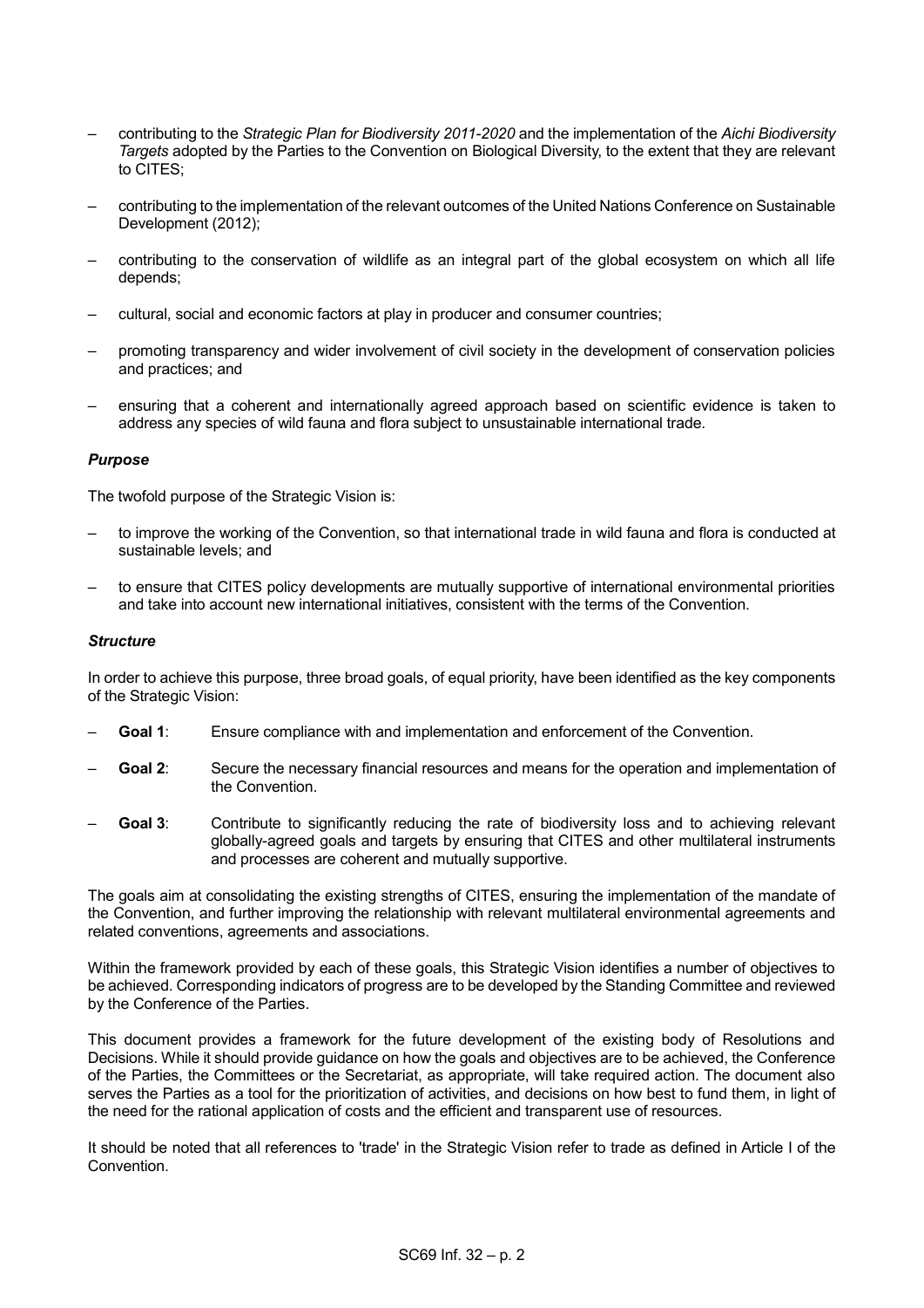- contributing to the *Strategic Plan for Biodiversity 2011-2020* and the implementation of the *Aichi Biodiversity Targets* adopted by the Parties to the Convention on Biological Diversity, to the extent that they are relevant to CITES;
- contributing to the implementation of the relevant outcomes of the United Nations Conference on Sustainable Development (2012);
- contributing to the conservation of wildlife as an integral part of the global ecosystem on which all life depends;
- cultural, social and economic factors at play in producer and consumer countries;
- promoting transparency and wider involvement of civil society in the development of conservation policies and practices; and
- ensuring that a coherent and internationally agreed approach based on scientific evidence is taken to address any species of wild fauna and flora subject to unsustainable international trade.

### *Purpose*

The twofold purpose of the Strategic Vision is:

- to improve the working of the Convention, so that international trade in wild fauna and flora is conducted at sustainable levels; and
- to ensure that CITES policy developments are mutually supportive of international environmental priorities and take into account new international initiatives, consistent with the terms of the Convention.

### *Structure*

In order to achieve this purpose, three broad goals, of equal priority, have been identified as the key components of the Strategic Vision:

- **Goal 1**: Ensure compliance with and implementation and enforcement of the Convention.
- **Goal 2**: Secure the necessary financial resources and means for the operation and implementation of the Convention.
- **Goal 3**: Contribute to significantly reducing the rate of biodiversity loss and to achieving relevant globally-agreed goals and targets by ensuring that CITES and other multilateral instruments and processes are coherent and mutually supportive.

The goals aim at consolidating the existing strengths of CITES, ensuring the implementation of the mandate of the Convention, and further improving the relationship with relevant multilateral environmental agreements and related conventions, agreements and associations.

Within the framework provided by each of these goals, this Strategic Vision identifies a number of objectives to be achieved. Corresponding indicators of progress are to be developed by the Standing Committee and reviewed by the Conference of the Parties.

This document provides a framework for the future development of the existing body of Resolutions and Decisions. While it should provide guidance on how the goals and objectives are to be achieved, the Conference of the Parties, the Committees or the Secretariat, as appropriate, will take required action. The document also serves the Parties as a tool for the prioritization of activities, and decisions on how best to fund them, in light of the need for the rational application of costs and the efficient and transparent use of resources.

It should be noted that all references to 'trade' in the Strategic Vision refer to trade as defined in Article I of the Convention.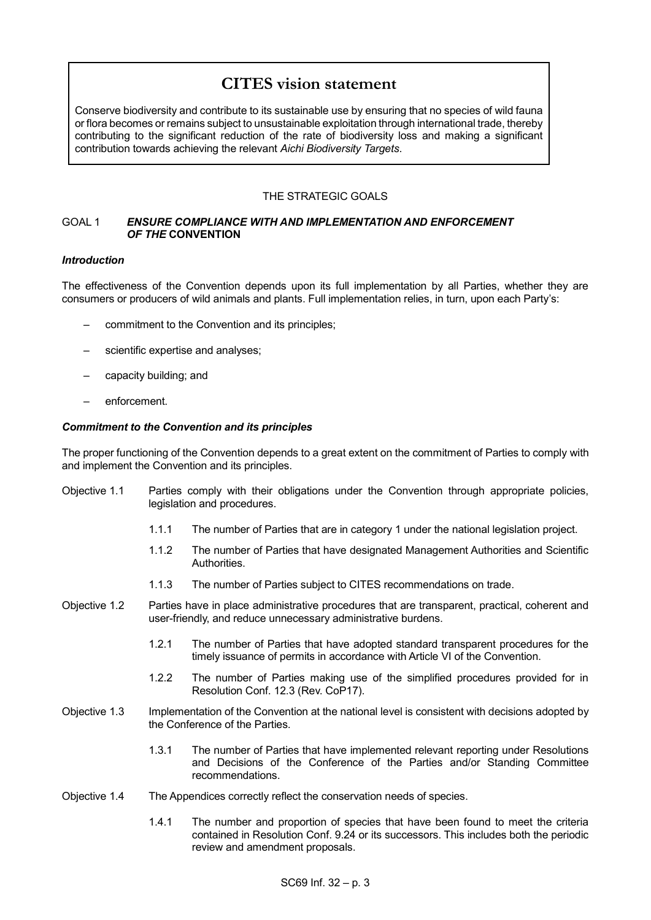## CITES vision statement

Conserve biodiversity and contribute to its sustainable use by ensuring that no species of wild fauna or flora becomes or remains subject to unsustainable exploitation through international trade, thereby contributing to the significant reduction of the rate of biodiversity loss and making a significant contribution towards achieving the relevant *Aichi Biodiversity Targets*.

## THE STRATEGIC GOALS

### GOAL 1 *ENSURE COMPLIANCE WITH AND IMPLEMENTATION AND ENFORCEMENT OF THE* CONVENTION

#### *Introduction*

The effectiveness of the Convention depends upon its full implementation by all Parties, whether they are consumers or producers of wild animals and plants. Full implementation relies, in turn, upon each Party's:

- commitment to the Convention and its principles;
- scientific expertise and analyses;
- capacity building; and
- enforcement.

#### *Commitment to the Convention and its principles*

The proper functioning of the Convention depends to a great extent on the commitment of Parties to comply with and implement the Convention and its principles.

Objective 1.1 Parties comply with their obligations under the Convention through appropriate policies, legislation and procedures.

- 1.1.1 The number of Parties that are in category 1 under the national legislation project.
- 1.1.2 The number of Parties that have designated Management Authorities and Scientific Authorities.
- 1.1.3 The number of Parties subject to CITES recommendations on trade.

Objective 1.2 Parties have in place administrative procedures that are transparent, practical, coherent and user-friendly, and reduce unnecessary administrative burdens.

- 1.2.1 The number of Parties that have adopted standard transparent procedures for the timely issuance of permits in accordance with Article VI of the Convention.
- 1.2.2 The number of Parties making use of the simplified procedures provided for in Resolution Conf. 12.3 (Rev. CoP17).

Objective 1.3 Implementation of the Convention at the national level is consistent with decisions adopted by the Conference of the Parties.

- 1.3.1 The number of Parties that have implemented relevant reporting under Resolutions and Decisions of the Conference of the Parties and/or Standing Committee recommendations.

Objective 1.4 The Appendices correctly reflect the conservation needs of species.

- 1.4.1 The number and proportion of species that have been found to meet the criteria contained in Resolution Conf. 9.24 or its successors. This includes both the periodic review and amendment proposals.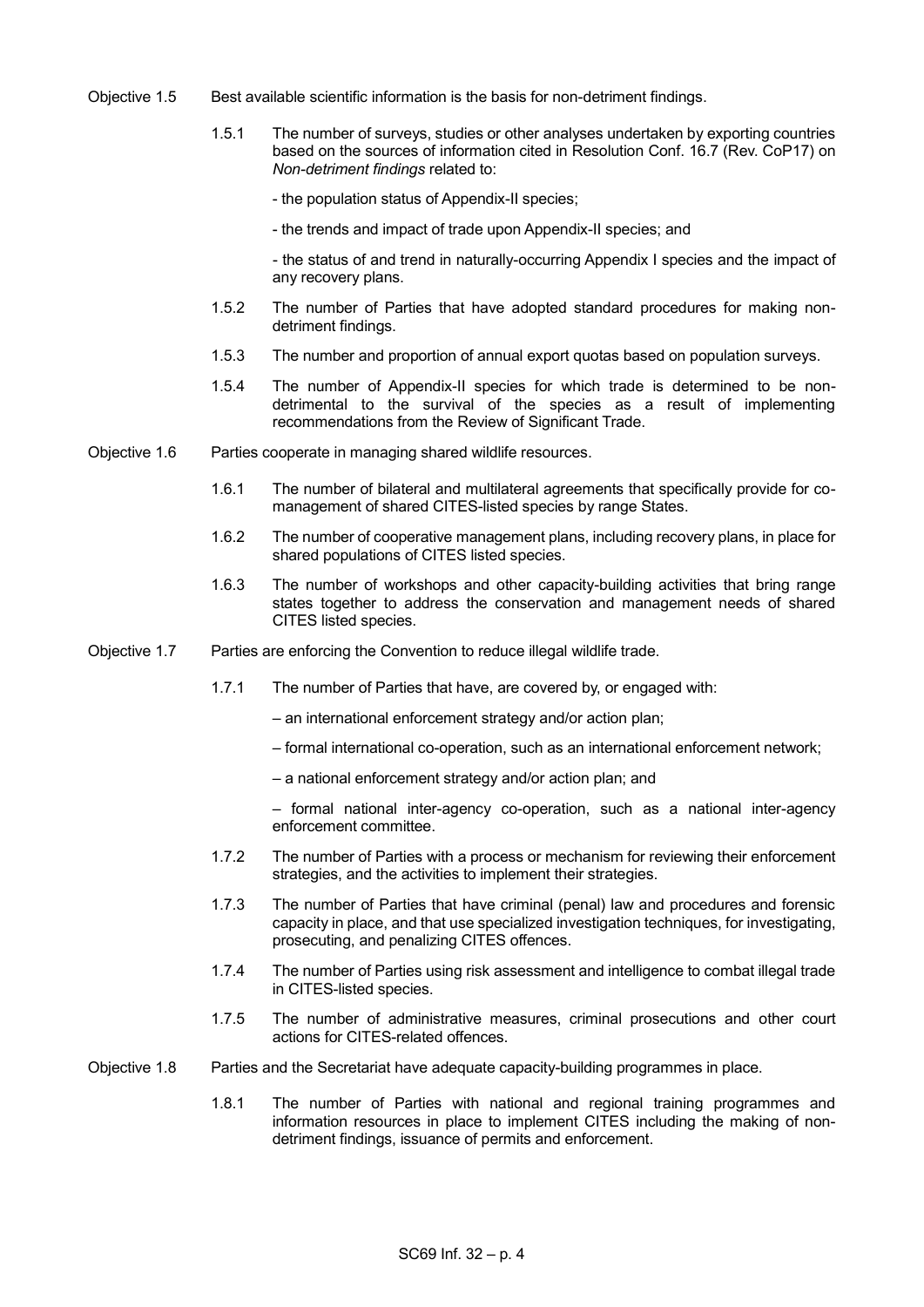Objective 1.5 Best available scientific information is the basis for non-detriment findings.

1.5.1 The number of surveys, studies or other analyses undertaken by exporting countries based on the sources of information cited in Resolution Conf. 16.7 (Rev. CoP17) on *Non-detriment findings* related to:

- the population status of Appendix-II species;
- the trends and impact of trade upon Appendix-II species; and
- the status of and trend in naturally-occurring Appendix I species and the impact of any recovery plans.

1.5.2 The number of Parties that have adopted standard procedures for making non-detriment findings.

1.5.3 The number and proportion of annual export quotas based on population surveys.

1.5.4 The number of Appendix-II species for which trade is determined to be non-detrimental to the survival of the species as a result of implementing recommendations from the Review of Significant Trade.

Objective 1.6 Parties cooperate in managing shared wildlife resources.

1.6.1 The number of bilateral and multilateral agreements that specifically provide for co-management of shared CITES-listed species by range States.

1.6.2 The number of cooperative management plans, including recovery plans, in place for shared populations of CITES listed species.

1.6.3 The number of workshops and other capacity-building activities that bring range states together to address the conservation and management needs of shared CITES listed species.

Objective 1.7 Parties are enforcing the Convention to reduce illegal wildlife trade.

1.7.1 The number of Parties that have, are covered by, or engaged with:

– an international enforcement strategy and/or action plan;

– formal international co-operation, such as an international enforcement network;

– a national enforcement strategy and/or action plan; and

– formal national inter-agency co-operation, such as a national inter-agency enforcement committee.

1.7.2 The number of Parties with a process or mechanism for reviewing their enforcement strategies, and the activities to implement their strategies.

1.7.3 The number of Parties that have criminal (penal) law and procedures and forensic capacity in place, and that use specialized investigation techniques, for investigating, prosecuting, and penalizing CITES offences.

1.7.4 The number of Parties using risk assessment and intelligence to combat illegal trade in CITES-listed species.

1.7.5 The number of administrative measures, criminal prosecutions and other court actions for CITES-related offences.

Objective 1.8 Parties and the Secretariat have adequate capacity-building programmes in place.

1.8.1 The number of Parties with national and regional training programmes and information resources in place to implement CITES including the making of non-detriment findings, issuance of permits and enforcement.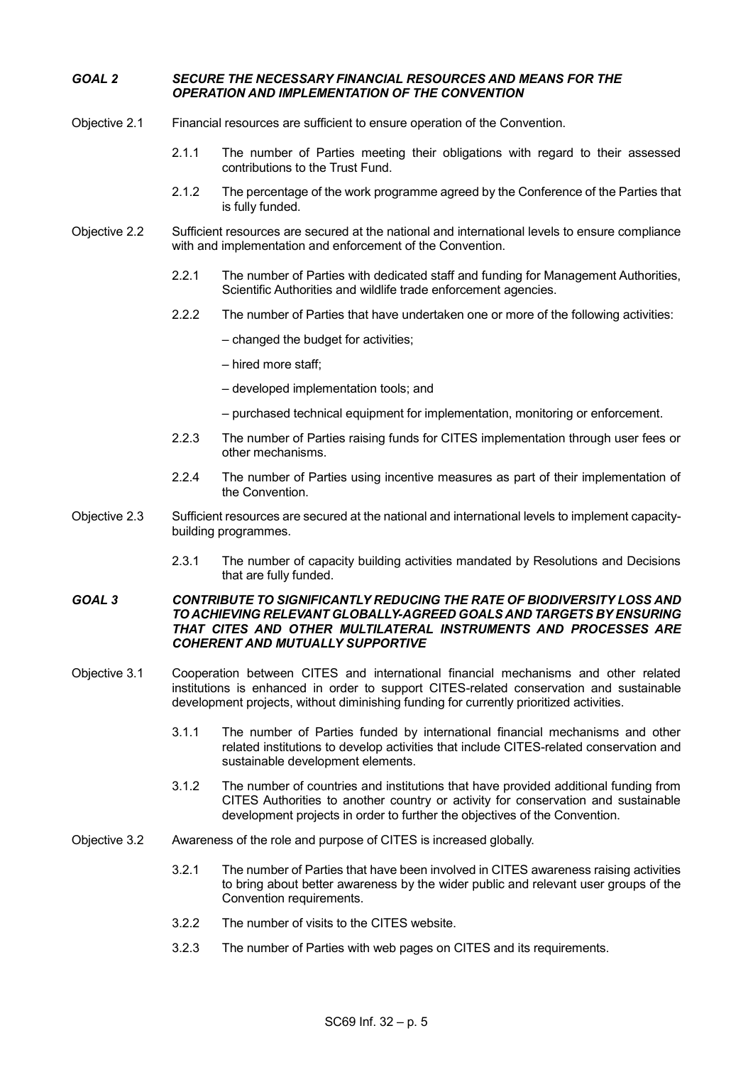***GOAL 2 SECURE THE NECESSARY FINANCIAL RESOURCES AND MEANS FOR THE OPERATION AND IMPLEMENTATION OF THE CONVENTION***

Objective 2.1 Financial resources are sufficient to ensure operation of the Convention.

- 2.1.1 The number of Parties meeting their obligations with regard to their assessed contributions to the Trust Fund.
- 2.1.2 The percentage of the work programme agreed by the Conference of the Parties that is fully funded.

Objective 2.2 Sufficient resources are secured at the national and international levels to ensure compliance with and implementation and enforcement of the Convention.

- 2.2.1 The number of Parties with dedicated staff and funding for Management Authorities, Scientific Authorities and wildlife trade enforcement agencies.
- 2.2.2 The number of Parties that have undertaken one or more of the following activities:

  – changed the budget for activities;

  – hired more staff;

  – developed implementation tools; and

  – purchased technical equipment for implementation, monitoring or enforcement.

- 2.2.3 The number of Parties raising funds for CITES implementation through user fees or other mechanisms.
- 2.2.4 The number of Parties using incentive measures as part of their implementation of the Convention.

Objective 2.3 Sufficient resources are secured at the national and international levels to implement capacity-building programmes.

- 2.3.1 The number of capacity building activities mandated by Resolutions and Decisions that are fully funded.

***GOAL 3 CONTRIBUTE TO SIGNIFICANTLY REDUCING THE RATE OF BIODIVERSITY LOSS AND TO ACHIEVING RELEVANT GLOBALLY-AGREED GOALS AND TARGETS BY ENSURING THAT CITES AND OTHER MULTILATERAL INSTRUMENTS AND PROCESSES ARE COHERENT AND MUTUALLY SUPPORTIVE***

Objective 3.1 Cooperation between CITES and international financial mechanisms and other related institutions is enhanced in order to support CITES-related conservation and sustainable development projects, without diminishing funding for currently prioritized activities.

- 3.1.1 The number of Parties funded by international financial mechanisms and other related institutions to develop activities that include CITES-related conservation and sustainable development elements.
- 3.1.2 The number of countries and institutions that have provided additional funding from CITES Authorities to another country or activity for conservation and sustainable development projects in order to further the objectives of the Convention.

Objective 3.2 Awareness of the role and purpose of CITES is increased globally.

- 3.2.1 The number of Parties that have been involved in CITES awareness raising activities to bring about better awareness by the wider public and relevant user groups of the Convention requirements.
- 3.2.2 The number of visits to the CITES website.
- 3.2.3 The number of Parties with web pages on CITES and its requirements.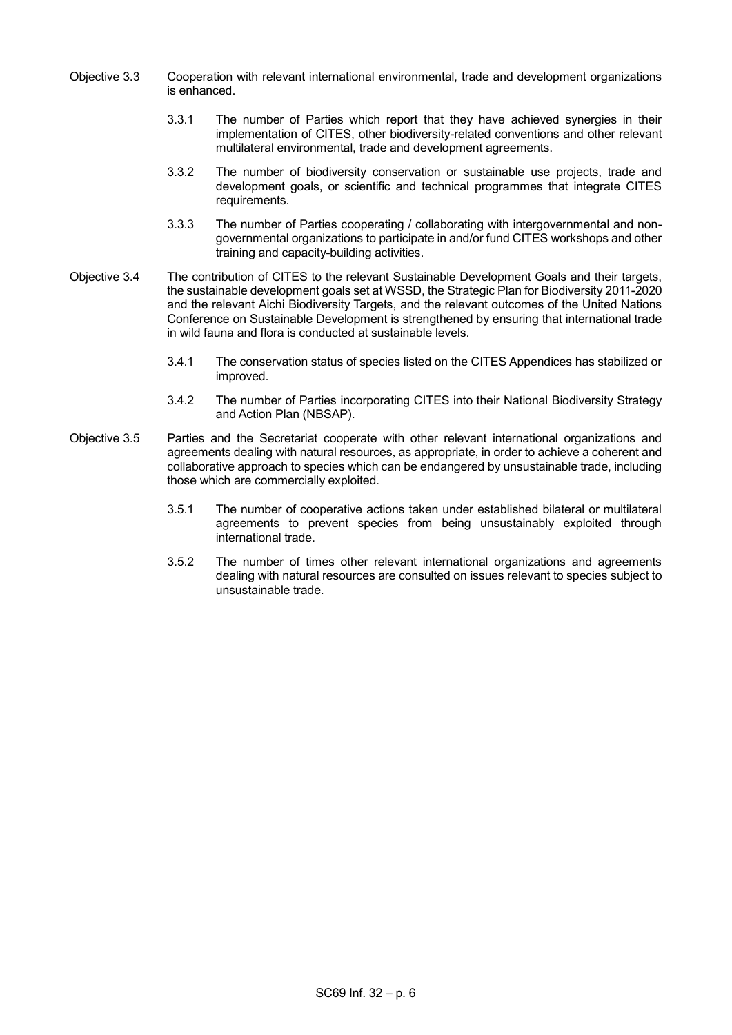Objective 3.3 Cooperation with relevant international environmental, trade and development organizations is enhanced.

3.3.1 The number of Parties which report that they have achieved synergies in their implementation of CITES, other biodiversity-related conventions and other relevant multilateral environmental, trade and development agreements.

3.3.2 The number of biodiversity conservation or sustainable use projects, trade and development goals, or scientific and technical programmes that integrate CITES requirements.

3.3.3 The number of Parties cooperating / collaborating with intergovernmental and non-governmental organizations to participate in and/or fund CITES workshops and other training and capacity-building activities.

Objective 3.4 The contribution of CITES to the relevant Sustainable Development Goals and their targets, the sustainable development goals set at WSSD, the Strategic Plan for Biodiversity 2011-2020 and the relevant Aichi Biodiversity Targets, and the relevant outcomes of the United Nations Conference on Sustainable Development is strengthened by ensuring that international trade in wild fauna and flora is conducted at sustainable levels.

3.4.1 The conservation status of species listed on the CITES Appendices has stabilized or improved.

3.4.2 The number of Parties incorporating CITES into their National Biodiversity Strategy and Action Plan (NBSAP).

Objective 3.5 Parties and the Secretariat cooperate with other relevant international organizations and agreements dealing with natural resources, as appropriate, in order to achieve a coherent and collaborative approach to species which can be endangered by unsustainable trade, including those which are commercially exploited.

3.5.1 The number of cooperative actions taken under established bilateral or multilateral agreements to prevent species from being unsustainably exploited through international trade.

3.5.2 The number of times other relevant international organizations and agreements dealing with natural resources are consulted on issues relevant to species subject to unsustainable trade.